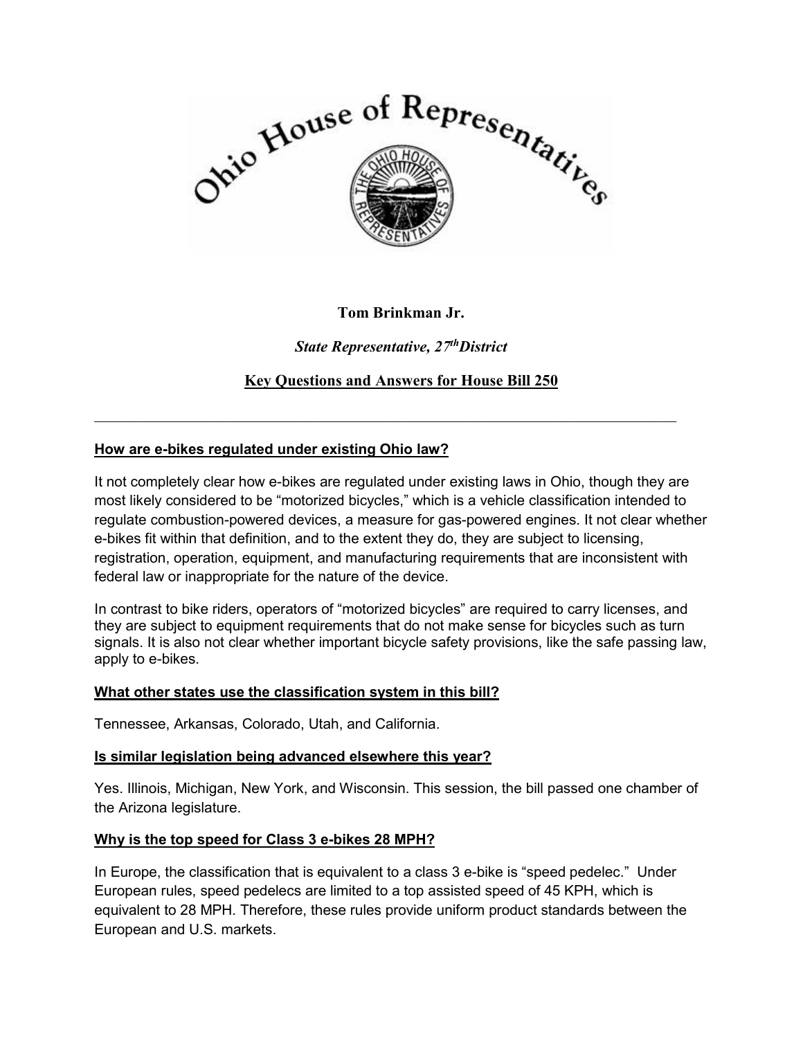Ohio House of Representatives

**Tom Brinkman Jr.**

***State Representative, 27th District***

## Key Questions and Answers for House Bill 250

---

**How are e-bikes regulated under existing Ohio law?**

It not completely clear how e-bikes are regulated under existing laws in Ohio, though they are most likely considered to be "motorized bicycles," which is a vehicle classification intended to regulate combustion-powered devices, a measure for gas-powered engines. It not clear whether e-bikes fit within that definition, and to the extent they do, they are subject to licensing, registration, operation, equipment, and manufacturing requirements that are inconsistent with federal law or inappropriate for the nature of the device.

In contrast to bike riders, operators of "motorized bicycles" are required to carry licenses, and they are subject to equipment requirements that do not make sense for bicycles such as turn signals. It is also not clear whether important bicycle safety provisions, like the safe passing law, apply to e-bikes.

**What other states use the classification system in this bill?**

Tennessee, Arkansas, Colorado, Utah, and California.

**Is similar legislation being advanced elsewhere this year?**

Yes. Illinois, Michigan, New York, and Wisconsin. This session, the bill passed one chamber of the Arizona legislature.

**Why is the top speed for Class 3 e-bikes 28 MPH?**

In Europe, the classification that is equivalent to a class 3 e-bike is "speed pedelec." Under European rules, speed pedelecs are limited to a top assisted speed of 45 KPH, which is equivalent to 28 MPH. Therefore, these rules provide uniform product standards between the European and U.S. markets.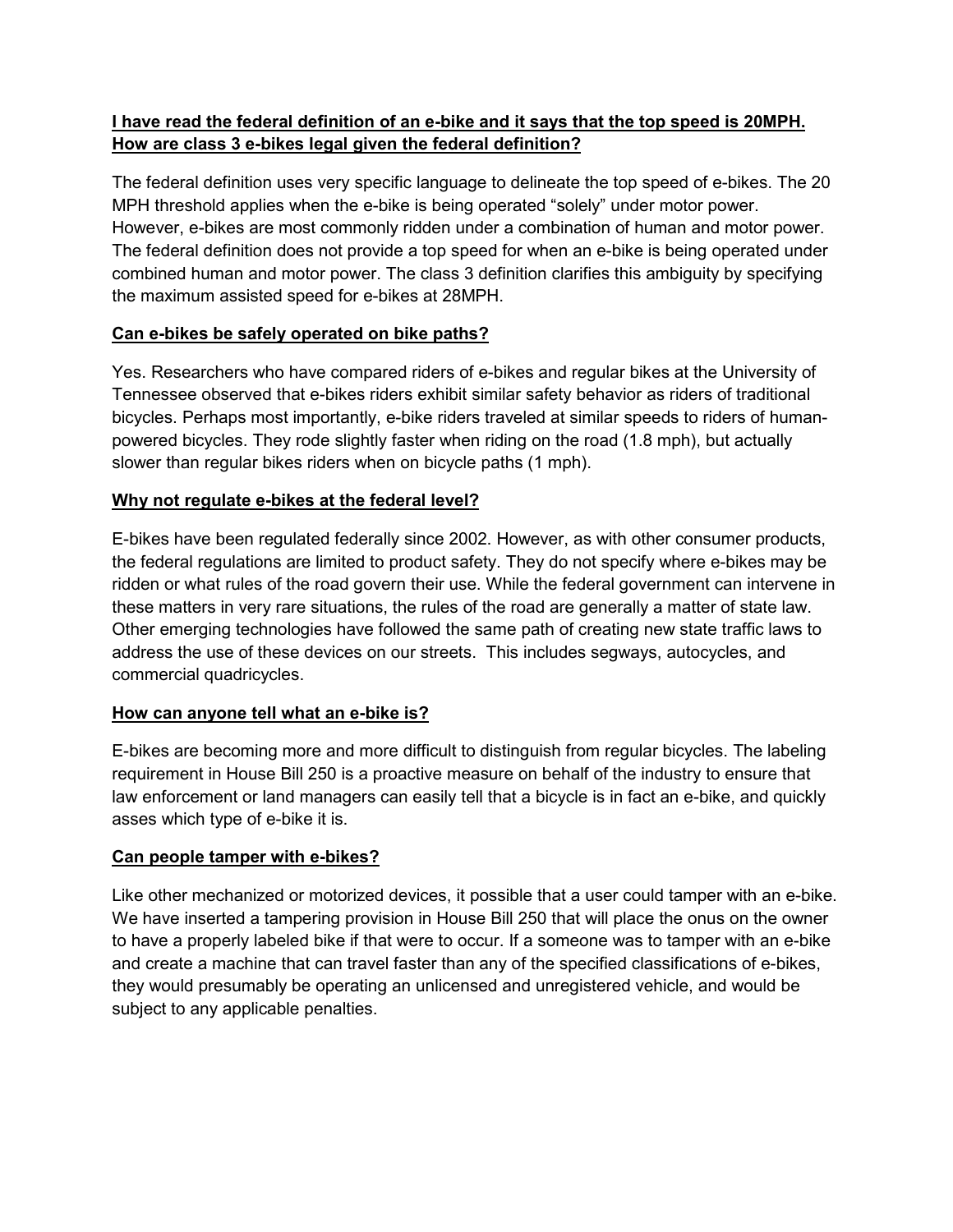**I have read the federal definition of an e-bike and it says that the top speed is 20MPH. How are class 3 e-bikes legal given the federal definition?**

The federal definition uses very specific language to delineate the top speed of e-bikes. The 20 MPH threshold applies when the e-bike is being operated "solely" under motor power. However, e-bikes are most commonly ridden under a combination of human and motor power. The federal definition does not provide a top speed for when an e-bike is being operated under combined human and motor power. The class 3 definition clarifies this ambiguity by specifying the maximum assisted speed for e-bikes at 28MPH.

**Can e-bikes be safely operated on bike paths?**

Yes. Researchers who have compared riders of e-bikes and regular bikes at the University of Tennessee observed that e-bikes riders exhibit similar safety behavior as riders of traditional bicycles. Perhaps most importantly, e-bike riders traveled at similar speeds to riders of human-powered bicycles. They rode slightly faster when riding on the road (1.8 mph), but actually slower than regular bikes riders when on bicycle paths (1 mph).

**Why not regulate e-bikes at the federal level?**

E-bikes have been regulated federally since 2002. However, as with other consumer products, the federal regulations are limited to product safety. They do not specify where e-bikes may be ridden or what rules of the road govern their use. While the federal government can intervene in these matters in very rare situations, the rules of the road are generally a matter of state law. Other emerging technologies have followed the same path of creating new state traffic laws to address the use of these devices on our streets. This includes segways, autocycles, and commercial quadricycles.

**How can anyone tell what an e-bike is?**

E-bikes are becoming more and more difficult to distinguish from regular bicycles. The labeling requirement in House Bill 250 is a proactive measure on behalf of the industry to ensure that law enforcement or land managers can easily tell that a bicycle is in fact an e-bike, and quickly asses which type of e-bike it is.

**Can people tamper with e-bikes?**

Like other mechanized or motorized devices, it possible that a user could tamper with an e-bike. We have inserted a tampering provision in House Bill 250 that will place the onus on the owner to have a properly labeled bike if that were to occur. If a someone was to tamper with an e-bike and create a machine that can travel faster than any of the specified classifications of e-bikes, they would presumably be operating an unlicensed and unregistered vehicle, and would be subject to any applicable penalties.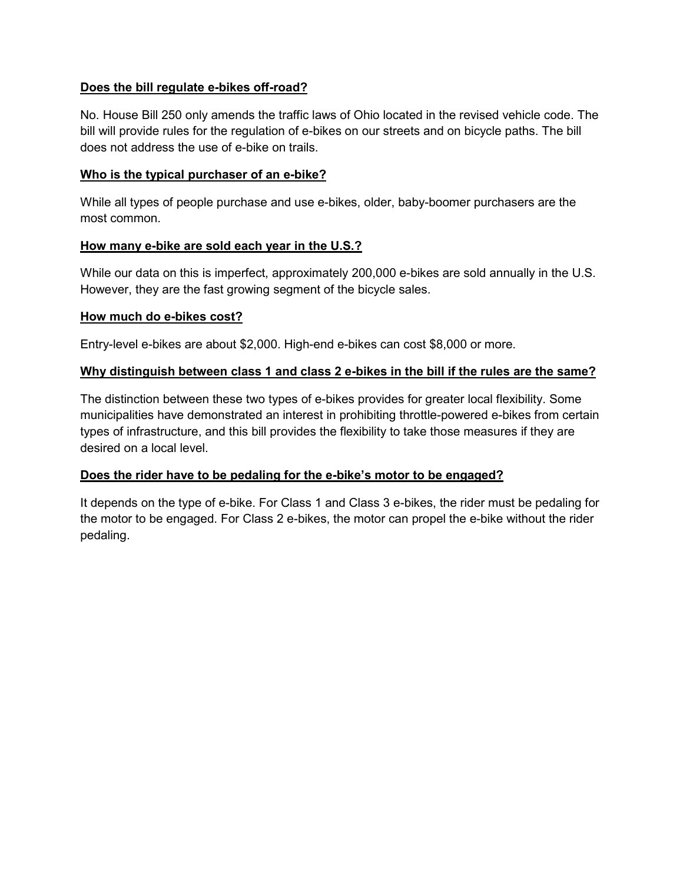**Does the bill regulate e-bikes off-road?**

No. House Bill 250 only amends the traffic laws of Ohio located in the revised vehicle code. The bill will provide rules for the regulation of e-bikes on our streets and on bicycle paths. The bill does not address the use of e-bike on trails.

**Who is the typical purchaser of an e-bike?**

While all types of people purchase and use e-bikes, older, baby-boomer purchasers are the most common.

**How many e-bike are sold each year in the U.S.?**

While our data on this is imperfect, approximately 200,000 e-bikes are sold annually in the U.S. However, they are the fast growing segment of the bicycle sales.

**How much do e-bikes cost?**

Entry-level e-bikes are about $2,000. High-end e-bikes can cost $8,000 or more.

**Why distinguish between class 1 and class 2 e-bikes in the bill if the rules are the same?**

The distinction between these two types of e-bikes provides for greater local flexibility. Some municipalities have demonstrated an interest in prohibiting throttle-powered e-bikes from certain types of infrastructure, and this bill provides the flexibility to take those measures if they are desired on a local level.

**Does the rider have to be pedaling for the e-bike's motor to be engaged?**

It depends on the type of e-bike. For Class 1 and Class 3 e-bikes, the rider must be pedaling for the motor to be engaged. For Class 2 e-bikes, the motor can propel the e-bike without the rider pedaling.